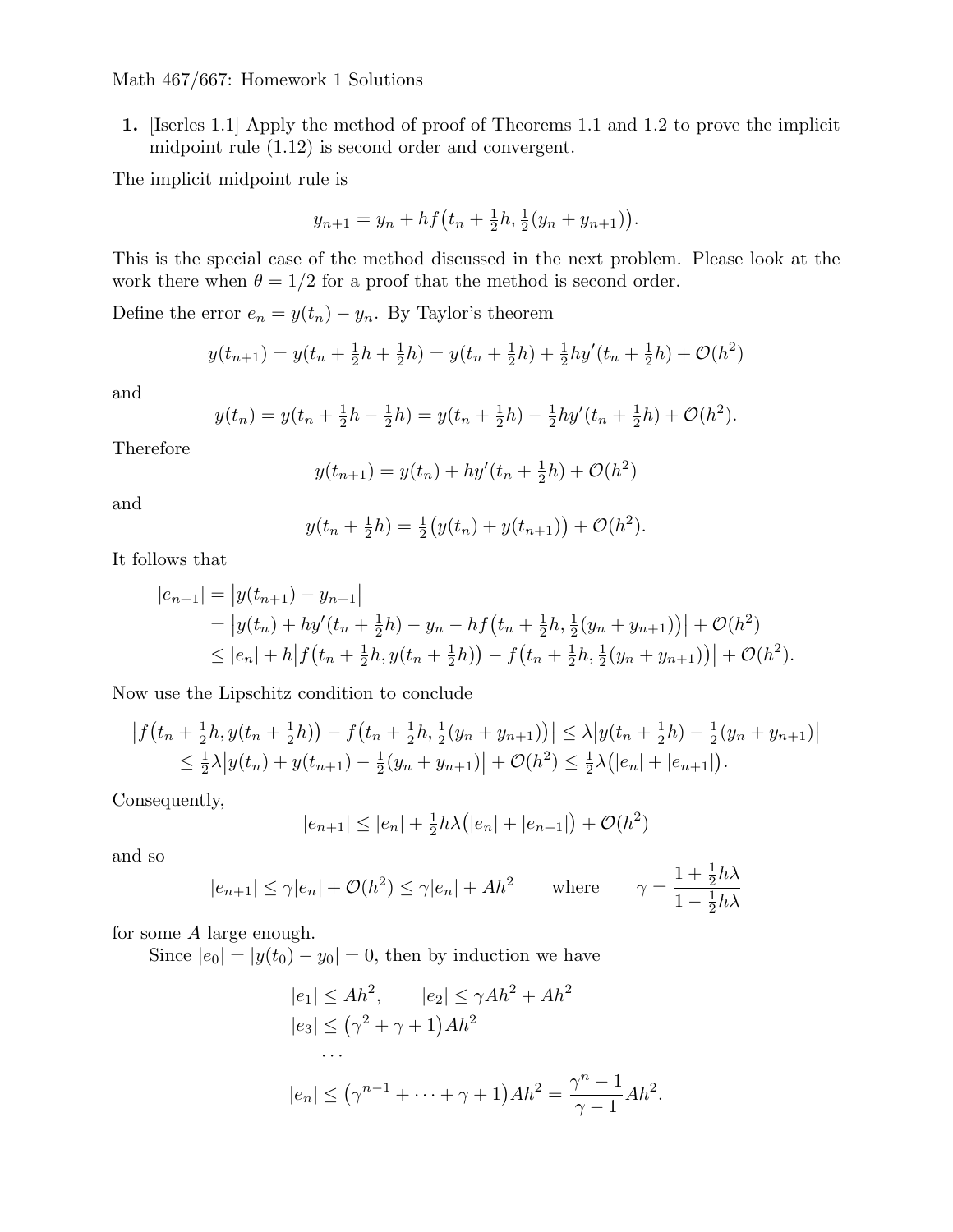Math 467/667: Homework 1 Solutions

**1.** [Iserles 1.1] Apply the method of proof of Theorems 1.1 and 1.2 to prove the implicit midpoint rule (1.12) is second order and convergent.

The implicit midpoint rule is

$$y_{n+1} = y_n + hf\big(t_n + \tfrac{1}{2}h, \tfrac{1}{2}(y_n + y_{n+1})\big).$$

This is the special case of the method discussed in the next problem. Please look at the work there when $\theta = 1/2$ for a proof that the method is second order.

Define the error $e_n = y(t_n) - y_n$. By Taylor's theorem

$$y(t_{n+1}) = y(t_n + \tfrac{1}{2}h + \tfrac{1}{2}h) = y(t_n + \tfrac{1}{2}h) + \tfrac{1}{2}hy'(t_n + \tfrac{1}{2}h) + \mathcal{O}(h^2)$$

and

$$y(t_n) = y(t_n + \tfrac{1}{2}h - \tfrac{1}{2}h) = y(t_n + \tfrac{1}{2}h) - \tfrac{1}{2}hy'(t_n + \tfrac{1}{2}h) + \mathcal{O}(h^2).$$

Therefore

$$y(t_{n+1}) = y(t_n) + hy'(t_n + \tfrac{1}{2}h) + \mathcal{O}(h^2)$$

and

$$y(t_n + \tfrac{1}{2}h) = \tfrac{1}{2}\big(y(t_n) + y(t_{n+1})\big) + \mathcal{O}(h^2).$$

It follows that

$$\begin{aligned}
|e_{n+1}| &= \big|y(t_{n+1}) - y_{n+1}\big| \\
&= \big|y(t_n) + hy'(t_n + \tfrac{1}{2}h) - y_n - hf\big(t_n + \tfrac{1}{2}h, \tfrac{1}{2}(y_n + y_{n+1})\big)\big| + \mathcal{O}(h^2) \\
&\le |e_n| + h\big|f\big(t_n + \tfrac{1}{2}h, y(t_n + \tfrac{1}{2}h)\big) - f\big(t_n + \tfrac{1}{2}h, \tfrac{1}{2}(y_n + y_{n+1})\big)\big| + \mathcal{O}(h^2).
\end{aligned}$$

Now use the Lipschitz condition to conclude

$$\begin{aligned}
\big|f\big(t_n + \tfrac{1}{2}h, y(t_n + \tfrac{1}{2}h)\big) - f\big(t_n + \tfrac{1}{2}h, \tfrac{1}{2}(y_n + y_{n+1})\big)\big| &\le \lambda\big|y(t_n + \tfrac{1}{2}h) - \tfrac{1}{2}(y_n + y_{n+1})\big| \\
\le \tfrac{1}{2}\lambda\big|y(t_n) + y(t_{n+1}) - \tfrac{1}{2}(y_n + y_{n+1})\big| + \mathcal{O}(h^2) &\le \tfrac{1}{2}\lambda\big(|e_n| + |e_{n+1}|\big).
\end{aligned}$$

Consequently,

$$|e_{n+1}| \le |e_n| + \tfrac{1}{2}h\lambda\big(|e_n| + |e_{n+1}|\big) + \mathcal{O}(h^2)$$

and so

$$|e_{n+1}| \le \gamma|e_n| + \mathcal{O}(h^2) \le \gamma|e_n| + Ah^2 \qquad \text{where} \qquad \gamma = \frac{1 + \frac{1}{2}h\lambda}{1 - \frac{1}{2}h\lambda}$$

for some $A$ large enough.

Since $|e_0| = |y(t_0) - y_0| = 0$, then by induction we have

$$\begin{aligned}
&|e_1| \le Ah^2, \qquad |e_2| \le \gamma Ah^2 + Ah^2 \\
&|e_3| \le \big(\gamma^2 + \gamma + 1\big)Ah^2 \\
&\quad \cdots \\
&|e_n| \le \big(\gamma^{n-1} + \cdots + \gamma + 1\big)Ah^2 = \frac{\gamma^n - 1}{\gamma - 1}Ah^2.
\end{aligned}$$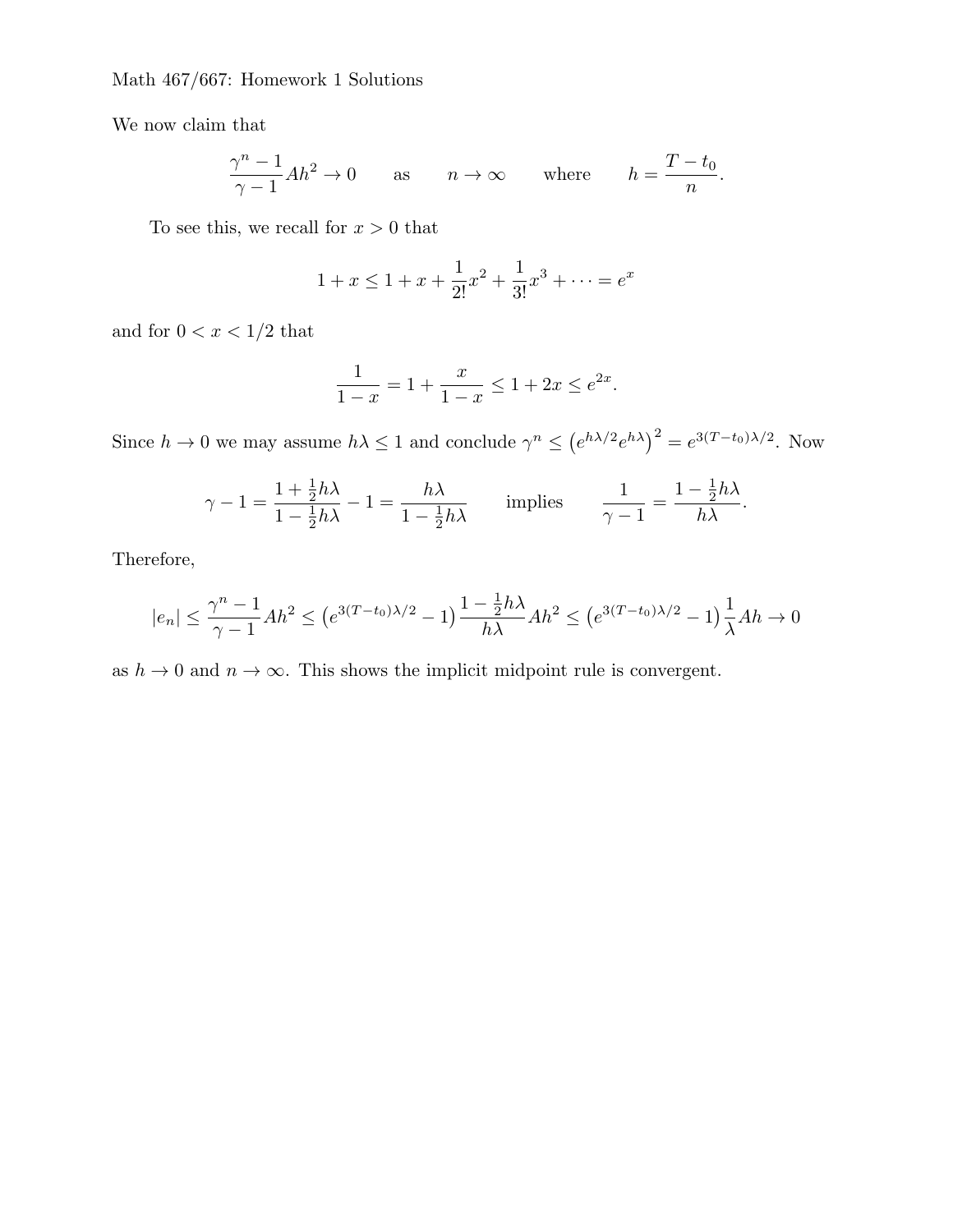We now claim that

$$\frac{\gamma^n - 1}{\gamma - 1} A h^2 \to 0 \qquad \text{as} \qquad n \to \infty \qquad \text{where} \qquad h = \frac{T - t_0}{n}.$$

To see this, we recall for $x > 0$ that

$$1 + x \leq 1 + x + \frac{1}{2!}x^2 + \frac{1}{3!}x^3 + \cdots = e^x$$

and for $0 < x < 1/2$ that

$$\frac{1}{1-x} = 1 + \frac{x}{1-x} \leq 1 + 2x \leq e^{2x}.$$

Since $h \to 0$ we may assume $h\lambda \leq 1$ and conclude $\gamma^n \leq \left(e^{h\lambda/2} e^{h\lambda}\right)^2 = e^{3(T-t_0)\lambda/2}$. Now

$$\gamma - 1 = \frac{1 + \frac{1}{2}h\lambda}{1 - \frac{1}{2}h\lambda} - 1 = \frac{h\lambda}{1 - \frac{1}{2}h\lambda} \qquad \text{implies} \qquad \frac{1}{\gamma - 1} = \frac{1 - \frac{1}{2}h\lambda}{h\lambda}.$$

Therefore,

$$|e_n| \leq \frac{\gamma^n - 1}{\gamma - 1} A h^2 \leq \left(e^{3(T-t_0)\lambda/2} - 1\right) \frac{1 - \frac{1}{2}h\lambda}{h\lambda} A h^2 \leq \left(e^{3(T-t_0)\lambda/2} - 1\right) \frac{1}{\lambda} A h \to 0$$

as $h \to 0$ and $n \to \infty$. This shows the implicit midpoint rule is convergent.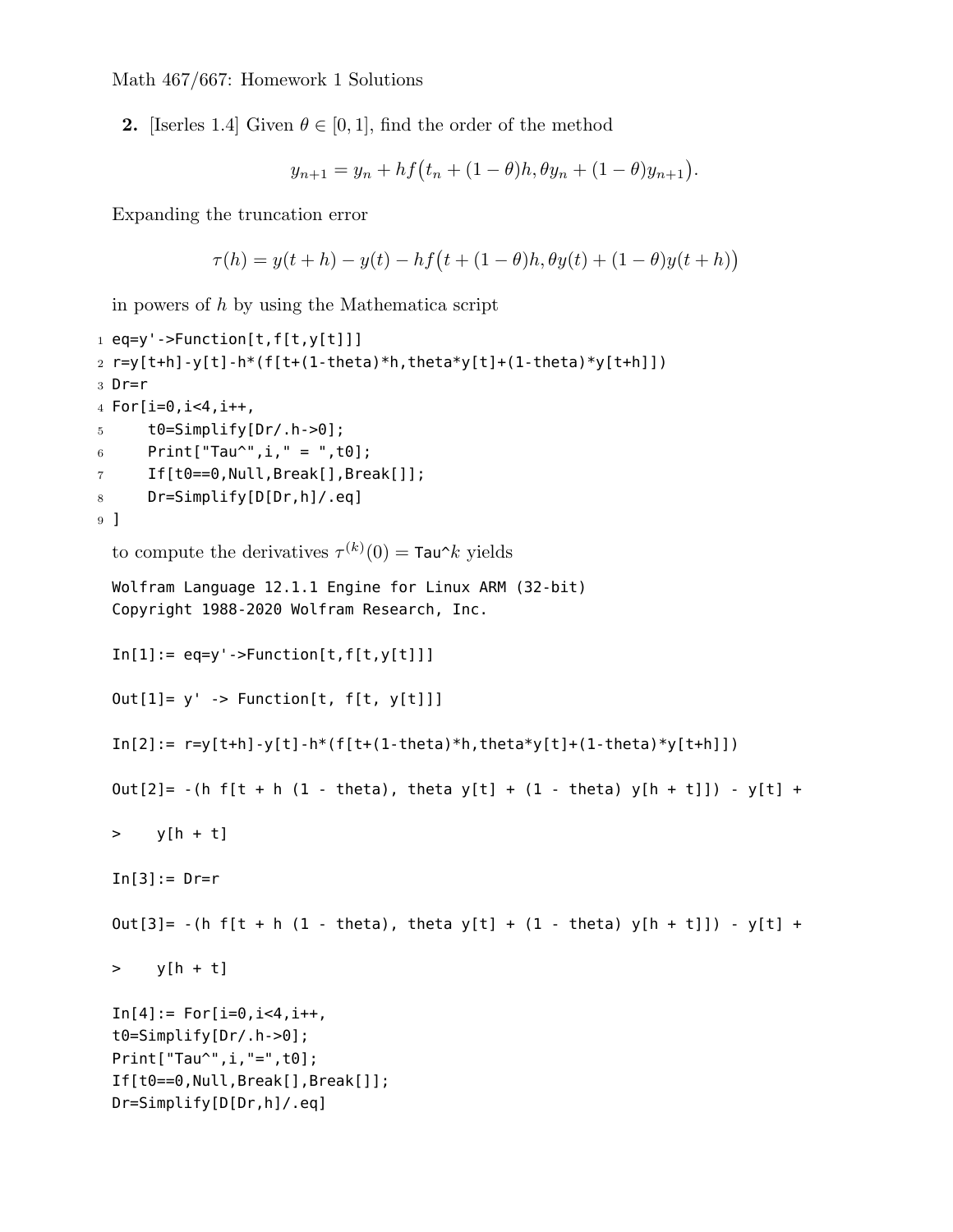Math 467/667: Homework 1 Solutions

**2.** [Iserles 1.4] Given $\theta \in [0,1]$, find the order of the method

$$y_{n+1} = y_n + hf\big(t_n + (1-\theta)h, \theta y_n + (1-\theta)y_{n+1}\big).$$

Expanding the truncation error

$$\tau(h) = y(t+h) - y(t) - hf\big(t + (1-\theta)h, \theta y(t) + (1-\theta)y(t+h)\big)$$

in powers of $h$ by using the Mathematica script

```
eq=y'->Function[t,f[t,y[t]]]
r=y[t+h]-y[t]-h*(f[t+(1-theta)*h,theta*y[t]+(1-theta)*y[t+h]])
Dr=r
For[i=0,i<4,i++,
    t0=Simplify[Dr/.h->0];
    Print["Tau^",i," = ",t0];
    If[t0==0,Null,Break[],Break[]];
    Dr=Simplify[D[Dr,h]/.eq]
]
```

to compute the derivatives $\tau^{(k)}(0) =$ `Tau^`$k$ yields

```
Wolfram Language 12.1.1 Engine for Linux ARM (32-bit)
Copyright 1988-2020 Wolfram Research, Inc.

In[1]:= eq=y'->Function[t,f[t,y[t]]]

Out[1]= y' -> Function[t, f[t, y[t]]]

In[2]:= r=y[t+h]-y[t]-h*(f[t+(1-theta)*h,theta*y[t]+(1-theta)*y[t+h]])

Out[2]= -(h f[t + h (1 - theta), theta y[t] + (1 - theta) y[h + t]]) - y[t] +

>    y[h + t]

In[3]:= Dr=r

Out[3]= -(h f[t + h (1 - theta), theta y[t] + (1 - theta) y[h + t]]) - y[t] +

>    y[h + t]

In[4]:= For[i=0,i<4,i++,
t0=Simplify[Dr/.h->0];
Print["Tau^",i,"=",t0];
If[t0==0,Null,Break[],Break[]];
Dr=Simplify[D[Dr,h]/.eq]
```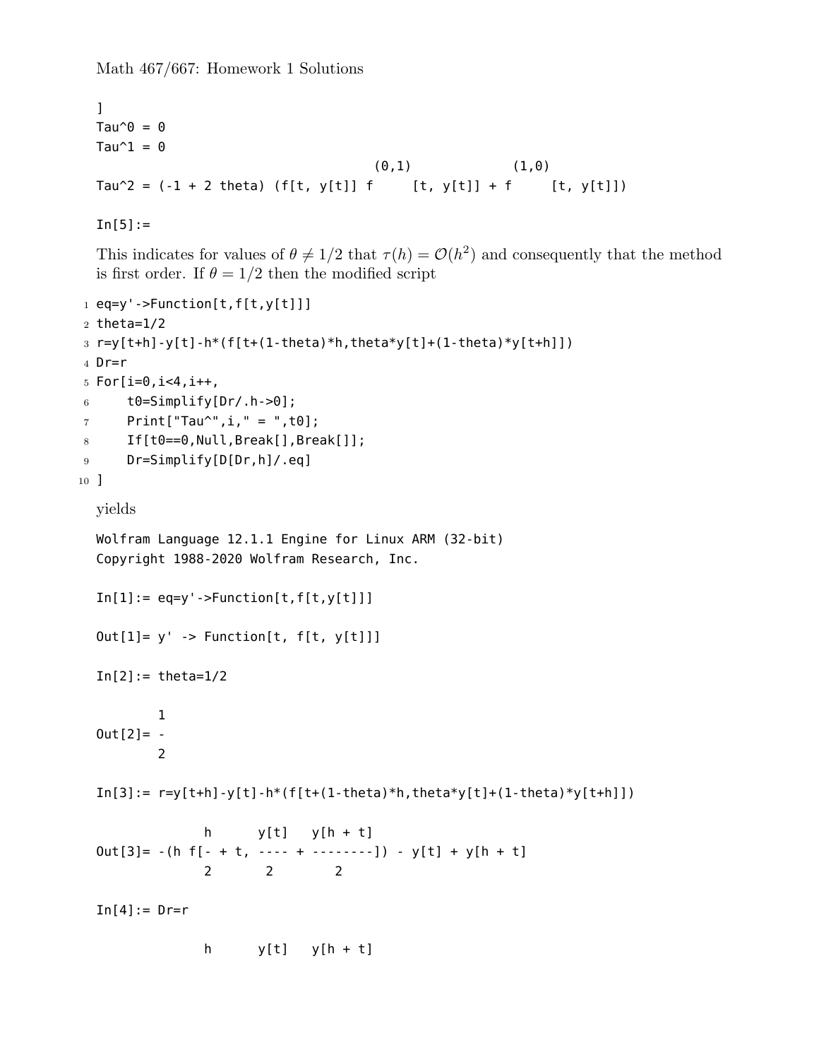```
]
Tau^0 = 0
Tau^1 = 0
                                        (0,1)           (1,0)
Tau^2 = (-1 + 2 theta) (f[t, y[t]] f     [t, y[t]] + f     [t, y[t]])

In[5]:=
```

This indicates for values of $\theta \neq 1/2$ that $\tau(h) = \mathcal{O}(h^2)$ and consequently that the method is first order. If $\theta = 1/2$ then the modified script

```
eq=y'->Function[t,f[t,y[t]]]
theta=1/2
r=y[t+h]-y[t]-h*(f[t+(1-theta)*h,theta*y[t]+(1-theta)*y[t+h]])
Dr=r
For[i=0,i<4,i++,
    t0=Simplify[Dr/.h->0];
    Print["Tau^",i," = ",t0];
    If[t0==0,Null,Break[],Break[]];
    Dr=Simplify[D[Dr,h]/.eq]
]
```

yields

```
Wolfram Language 12.1.1 Engine for Linux ARM (32-bit)
Copyright 1988-2020 Wolfram Research, Inc.

In[1]:= eq=y'->Function[t,f[t,y[t]]]

Out[1]= y' -> Function[t, f[t, y[t]]]

In[2]:= theta=1/2

        1
Out[2]= -
        2

In[3]:= r=y[t+h]-y[t]-h*(f[t+(1-theta)*h,theta*y[t]+(1-theta)*y[t+h]])

              h      y[t]   y[h + t]
Out[3]= -(h f[- + t, ---- + --------]) - y[t] + y[h + t]
              2       2        2

In[4]:= Dr=r

              h      y[t]   y[h + t]
```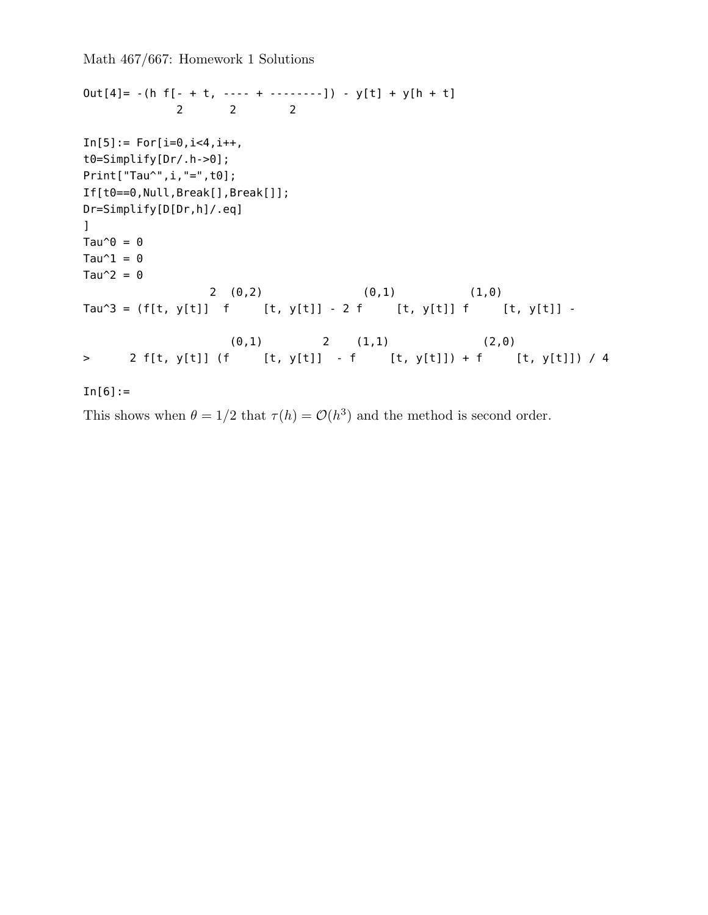Math 467/667: Homework 1 Solutions

```
Out[4]= -(h f[- + t, ---- + --------]) - y[t] + y[h + t]
              2       2        2

In[5]:= For[i=0,i<4,i++,
t0=Simplify[Dr/.h->0];
Print["Tau^",i,"=",t0];
If[t0==0,Null,Break[],Break[]];
Dr=Simplify[D[Dr,h]/.eq]
]
Tau^0 = 0
Tau^1 = 0
Tau^2 = 0
                   2  (0,2)              (0,1)           (1,0)
Tau^3 = (f[t, y[t]]  f     [t, y[t]] - 2 f     [t, y[t]] f     [t, y[t]] -

                      (0,1)         2    (1,1)              (2,0)
>      2 f[t, y[t]] (f     [t, y[t]]  - f     [t, y[t]]) + f     [t, y[t]]) / 4

In[6]:=
```

This shows when $\theta = 1/2$ that $\tau(h) = \mathcal{O}(h^3)$ and the method is second order.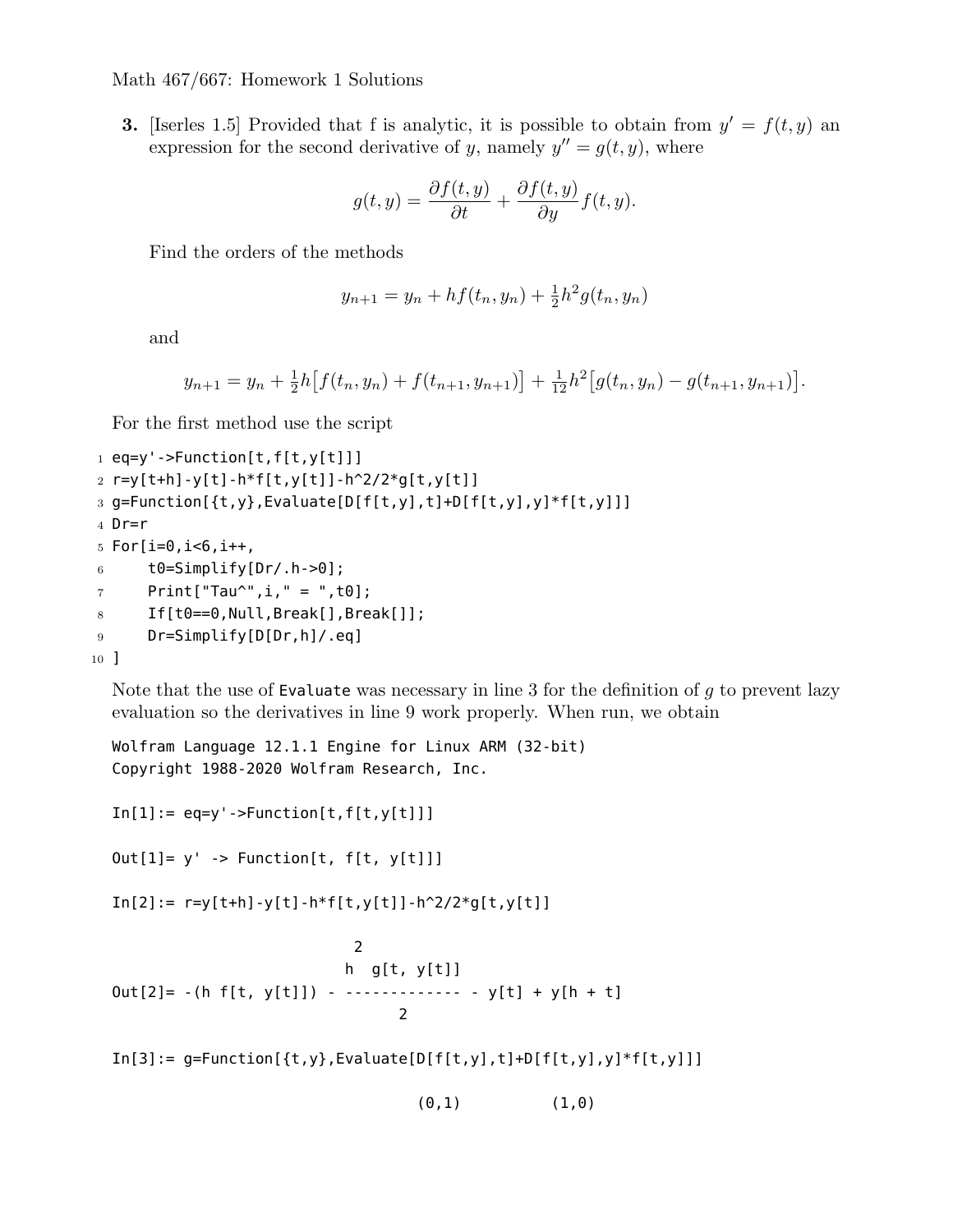Math 467/667: Homework 1 Solutions

**3.** [Iserles 1.5] Provided that f is analytic, it is possible to obtain from $y' = f(t, y)$ an expression for the second derivative of $y$, namely $y'' = g(t, y)$, where

$$g(t,y) = \frac{\partial f(t,y)}{\partial t} + \frac{\partial f(t,y)}{\partial y} f(t,y).$$

Find the orders of the methods

$$y_{n+1} = y_n + hf(t_n, y_n) + \tfrac{1}{2}h^2 g(t_n, y_n)$$

and

$$y_{n+1} = y_n + \tfrac{1}{2}h\big[f(t_n, y_n) + f(t_{n+1}, y_{n+1})\big] + \tfrac{1}{12}h^2\big[g(t_n, y_n) - g(t_{n+1}, y_{n+1})\big].$$

For the first method use the script

```
1 eq=y'->Function[t,f[t,y[t]]]
2 r=y[t+h]-y[t]-h*f[t,y[t]]-h^2/2*g[t,y[t]]
3 g=Function[{t,y},Evaluate[D[f[t,y],t]+D[f[t,y],y]*f[t,y]]]
4 Dr=r
5 For[i=0,i<6,i++,
6     t0=Simplify[Dr/.h->0];
7     Print["Tau^",i," = ",t0];
8     If[t0==0,Null,Break[],Break[]];
9     Dr=Simplify[D[Dr,h]/.eq]
10 ]
```

Note that the use of `Evaluate` was necessary in line 3 for the definition of $g$ to prevent lazy evaluation so the derivatives in line 9 work properly. When run, we obtain

```
Wolfram Language 12.1.1 Engine for Linux ARM (32-bit)
Copyright 1988-2020 Wolfram Research, Inc.

In[1]:= eq=y'->Function[t,f[t,y[t]]]

Out[1]= y' -> Function[t, f[t, y[t]]]

In[2]:= r=y[t+h]-y[t]-h*f[t,y[t]]-h^2/2*g[t,y[t]]

                              2
                             h  g[t, y[t]]
Out[2]= -(h f[t, y[t]]) - ------------- - y[t] + y[h + t]
                                  2

In[3]:= g=Function[{t,y},Evaluate[D[f[t,y],t]+D[f[t,y],y]*f[t,y]]]

                                      (0,1)          (1,0)
```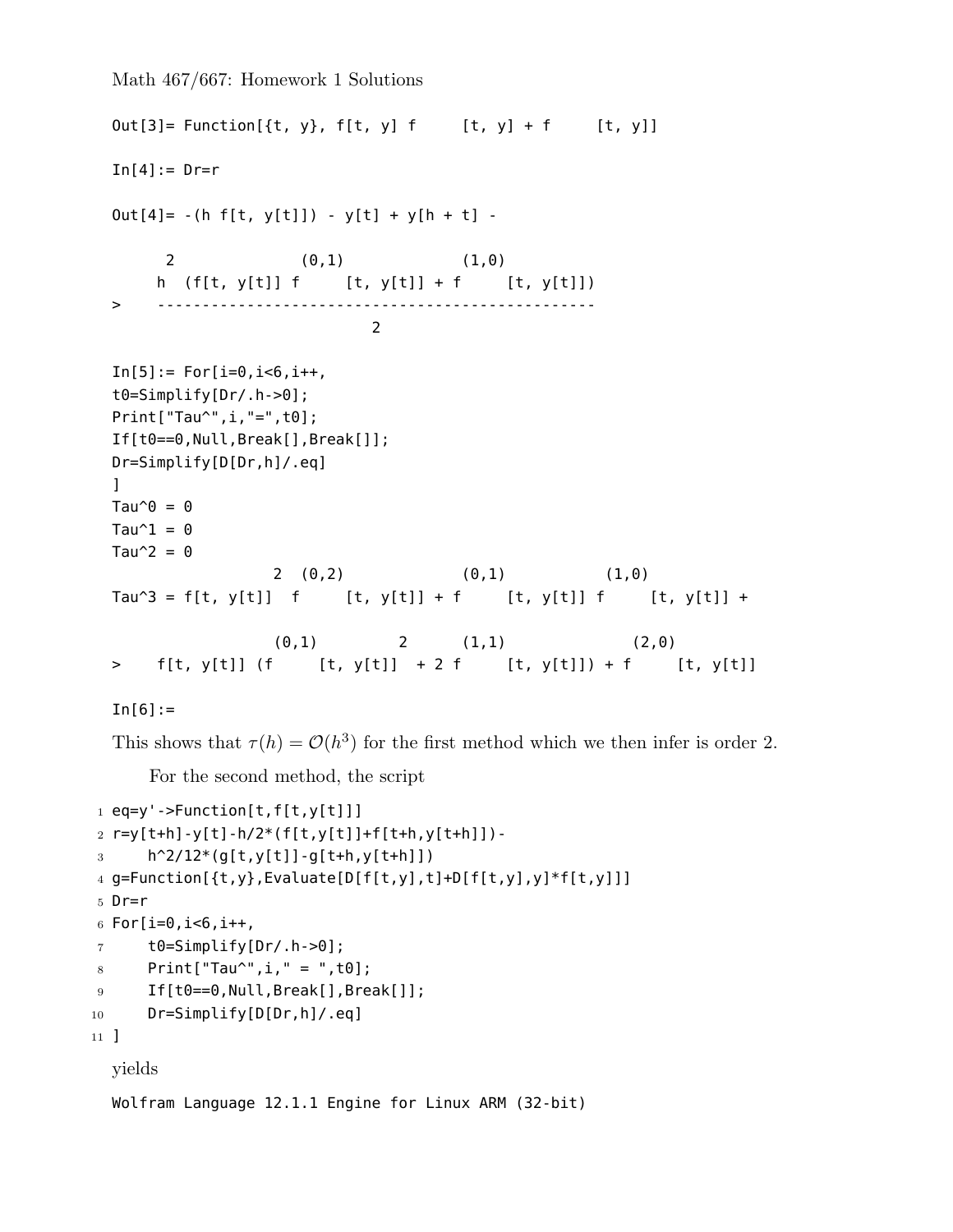```
Out[3]= Function[{t, y}, f[t, y] f     [t, y] + f     [t, y]]

In[4]:= Dr=r

Out[4]= -(h f[t, y[t]]) - y[t] + y[h + t] -

      2              (0,1)             (1,0)
     h  (f[t, y[t]] f     [t, y[t]] + f     [t, y[t]])
>    ------------------------------------------------
                             2

In[5]:= For[i=0,i<6,i++,
t0=Simplify[Dr/.h->0];
Print["Tau^",i,"=",t0];
If[t0==0,Null,Break[],Break[]];
Dr=Simplify[D[Dr,h]/.eq]
]
Tau^0 = 0
Tau^1 = 0
Tau^2 = 0
                   2  (0,2)             (0,1)           (1,0)
Tau^3 = f[t, y[t]]  f     [t, y[t]] + f     [t, y[t]] f     [t, y[t]] +

                  (0,1)         2      (1,1)              (2,0)
>    f[t, y[t]] (f     [t, y[t]]  + 2 f     [t, y[t]]) + f     [t, y[t]]

In[6]:=
```

This shows that $\tau(h) = \mathcal{O}(h^3)$ for the first method which we then infer is order 2.

For the second method, the script

```
eq=y'->Function[t,f[t,y[t]]]
r=y[t+h]-y[t]-h/2*(f[t,y[t]]+f[t+h,y[t+h]])-
    h^2/12*(g[t,y[t]]-g[t+h,y[t+h]])
g=Function[{t,y},Evaluate[D[f[t,y],t]+D[f[t,y],y]*f[t,y]]]
Dr=r
For[i=0,i<6,i++,
    t0=Simplify[Dr/.h->0];
    Print["Tau^",i," = ",t0];
    If[t0==0,Null,Break[],Break[]];
    Dr=Simplify[D[Dr,h]/.eq]
]
```

yields

```
Wolfram Language 12.1.1 Engine for Linux ARM (32-bit)
```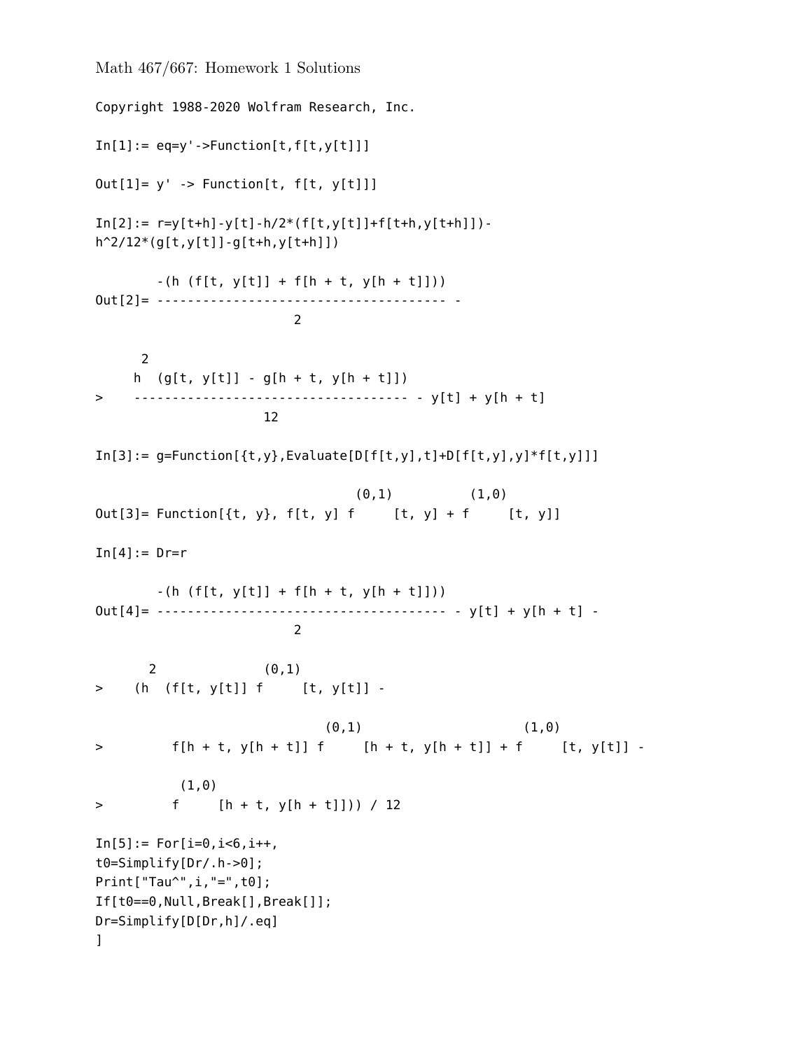Math 467/667: Homework 1 Solutions

```
Copyright 1988-2020 Wolfram Research, Inc.

In[1]:= eq=y'->Function[t,f[t,y[t]]]

Out[1]= y' -> Function[t, f[t, y[t]]]

In[2]:= r=y[t+h]-y[t]-h/2*(f[t,y[t]]+f[t+h,y[t+h]])-
h^2/12*(g[t,y[t]]-g[t+h,y[t+h]])

        -(h (f[t, y[t]] + f[h + t, y[h + t]]))
Out[2]= -------------------------------------- -
                          2

      2
     h  (g[t, y[t]] - g[h + t, y[h + t]])
>    ------------------------------------ - y[t] + y[h + t]
                      12

In[3]:= g=Function[{t,y},Evaluate[D[f[t,y],t]+D[f[t,y],y]*f[t,y]]]

                                  (0,1)          (1,0)
Out[3]= Function[{t, y}, f[t, y] f     [t, y] + f     [t, y]]

In[4]:= Dr=r

        -(h (f[t, y[t]] + f[h + t, y[h + t]]))
Out[4]= -------------------------------------- - y[t] + y[h + t] -
                          2

       2              (0,1)
>    (h  (f[t, y[t]] f     [t, y[t]] -

                              (0,1)                     (1,0)
>         f[h + t, y[h + t]] f     [h + t, y[h + t]] + f     [t, y[t]] -

          (1,0)
>         f     [h + t, y[h + t]])) / 12

In[5]:= For[i=0,i<6,i++,
t0=Simplify[Dr/.h->0];
Print["Tau^",i,"=",t0];
If[t0==0,Null,Break[],Break[]];
Dr=Simplify[D[Dr,h]/.eq]
]
```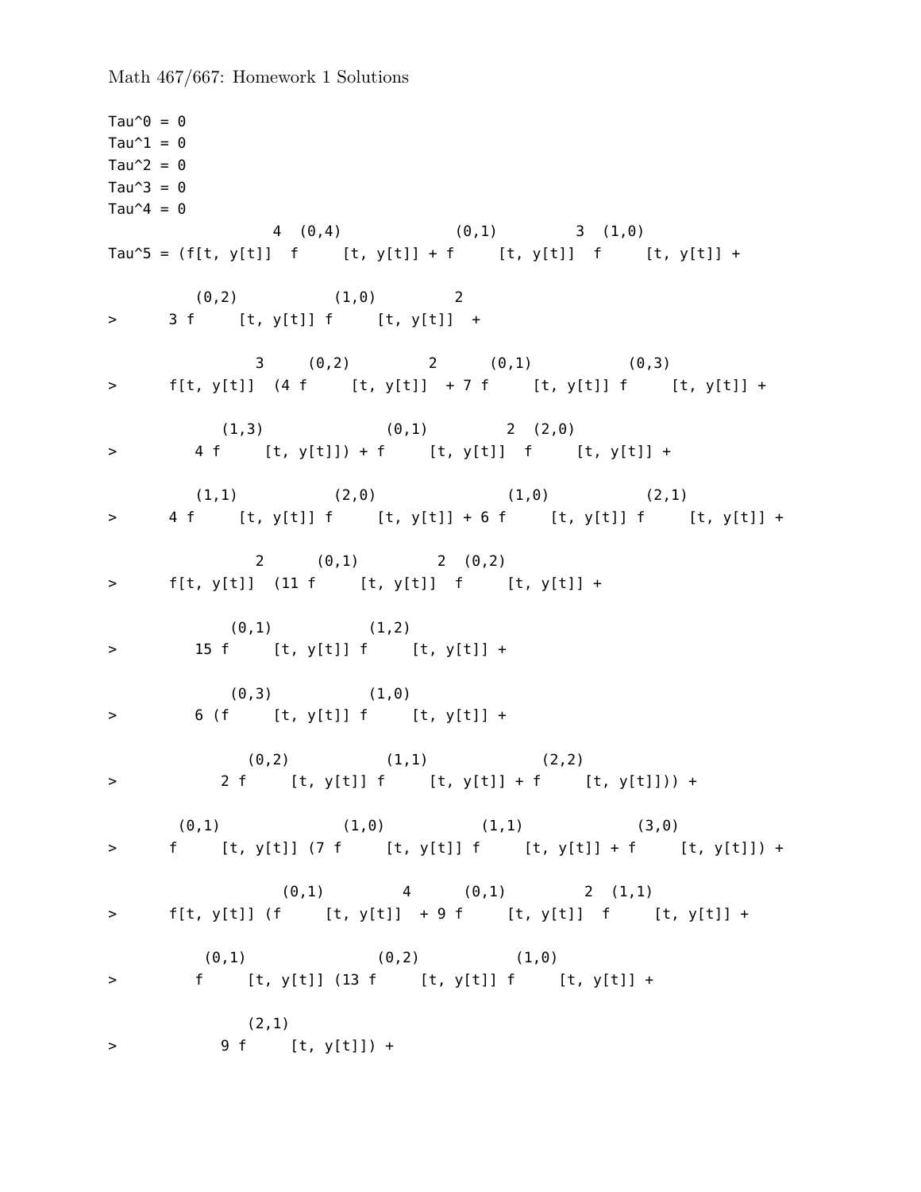```
Tau^0 = 0
Tau^1 = 0
Tau^2 = 0
Tau^3 = 0
Tau^4 = 0
                  4  (0,4)              (0,1)         3  (1,0)
Tau^5 = (f[t, y[t]]  f     [t, y[t]] + f     [t, y[t]]  f     [t, y[t]] +

          (0,2)           (1,0)         2
>      3 f     [t, y[t]] f     [t, y[t]]  +

                3     (0,2)         2      (0,1)           (0,3)
>      f[t, y[t]]  (4 f     [t, y[t]]  + 7 f     [t, y[t]] f     [t, y[t]] +

             (1,3)              (0,1)         2  (2,0)
>         4 f     [t, y[t]]) + f     [t, y[t]]  f     [t, y[t]] +

          (1,1)           (2,0)               (1,0)           (2,1)
>      4 f     [t, y[t]] f     [t, y[t]] + 6 f     [t, y[t]] f     [t, y[t]] +

                2      (0,1)         2  (0,2)
>      f[t, y[t]]  (11 f     [t, y[t]]  f     [t, y[t]] +

              (0,1)           (1,2)
>         15 f     [t, y[t]] f     [t, y[t]] +

              (0,3)           (1,0)
>         6 (f     [t, y[t]] f     [t, y[t]] +

                (0,2)           (1,1)             (2,2)
>            2 f     [t, y[t]] f     [t, y[t]] + f     [t, y[t]])) +

        (0,1)              (1,0)           (1,1)             (3,0)
>      f     [t, y[t]] (7 f     [t, y[t]] f     [t, y[t]] + f     [t, y[t]]) +

                    (0,1)         4      (0,1)         2  (1,1)
>      f[t, y[t]] (f     [t, y[t]]  + 9 f     [t, y[t]]  f     [t, y[t]] +

           (0,1)               (0,2)           (1,0)
>         f     [t, y[t]] (13 f     [t, y[t]] f     [t, y[t]] +

                (2,1)
>            9 f     [t, y[t]]) +
```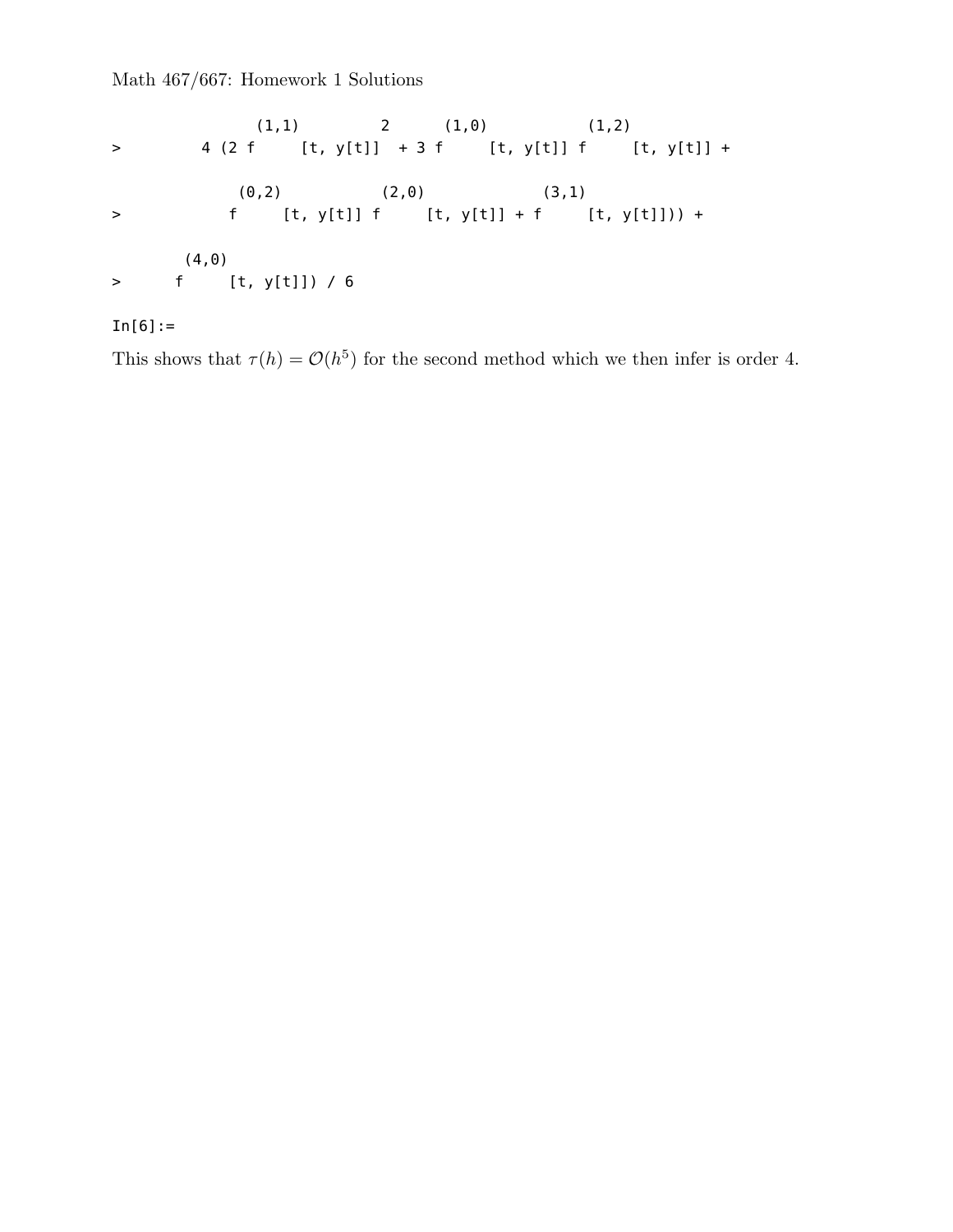Math 467/667: Homework 1 Solutions

```
                  (1,1)          2      (1,0)            (1,2)
>         4 (2 f      [t, y[t]]  + 3 f      [t, y[t]] f      [t, y[t]] +

                (0,2)            (2,0)              (3,1)
>            f      [t, y[t]] f      [t, y[t]] + f      [t, y[t]])) +

         (4,0)
>      f      [t, y[t]]) / 6

In[6]:=
```

This shows that $\tau(h) = \mathcal{O}(h^5)$ for the second method which we then infer is order 4.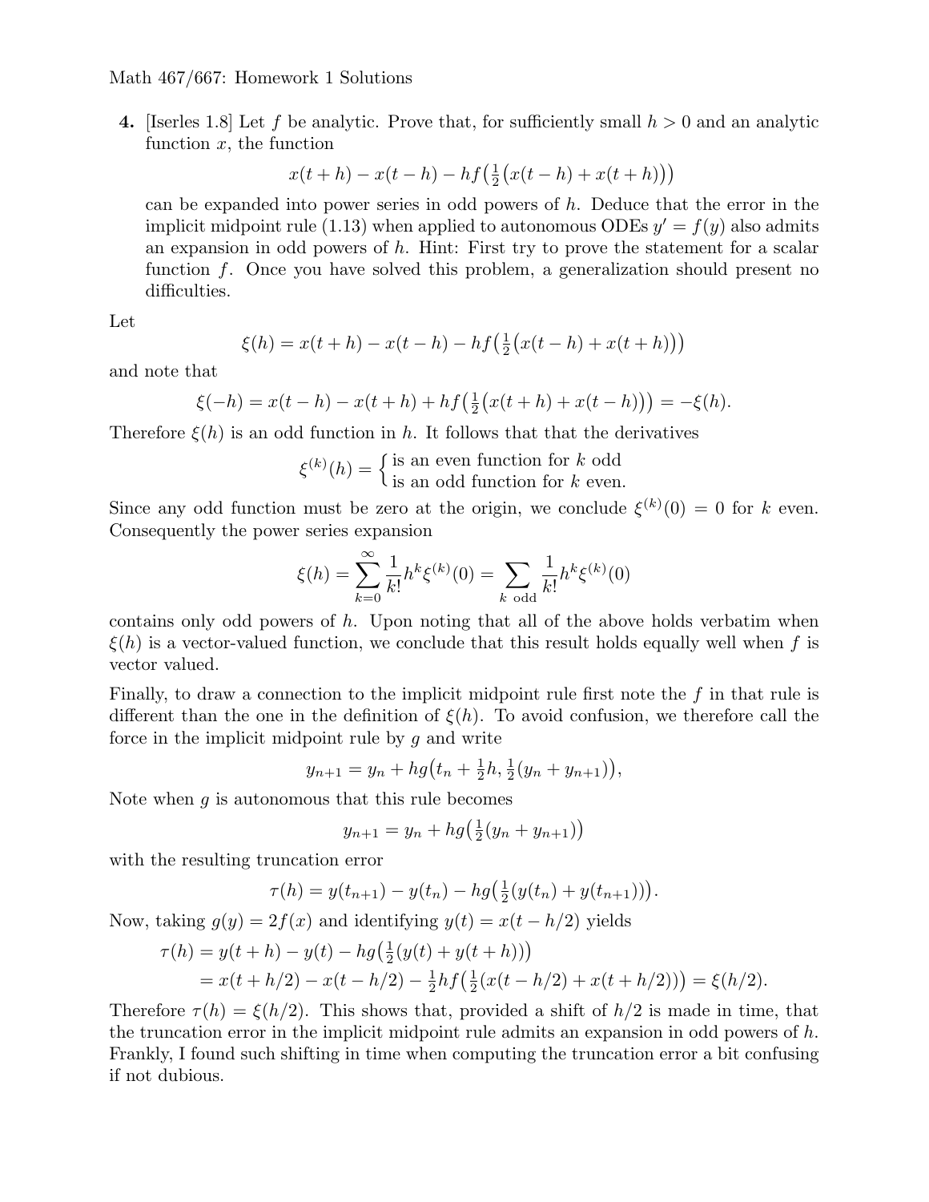Math 467/667: Homework 1 Solutions

**4.** [Iserles 1.8] Let $f$ be analytic. Prove that, for sufficiently small $h > 0$ and an analytic function $x$, the function

$$x(t+h) - x(t-h) - hf\big(\tfrac{1}{2}\big(x(t-h) + x(t+h)\big)\big)$$

can be expanded into power series in odd powers of $h$. Deduce that the error in the implicit midpoint rule (1.13) when applied to autonomous ODEs $y' = f(y)$ also admits an expansion in odd powers of $h$. Hint: First try to prove the statement for a scalar function $f$. Once you have solved this problem, a generalization should present no difficulties.

Let

$$\xi(h) = x(t+h) - x(t-h) - hf\big(\tfrac{1}{2}\big(x(t-h) + x(t+h)\big)\big)$$

and note that

$$\xi(-h) = x(t-h) - x(t+h) + hf\big(\tfrac{1}{2}\big(x(t+h) + x(t-h)\big)\big) = -\xi(h).$$

Therefore $\xi(h)$ is an odd function in $h$. It follows that that the derivatives

$$\xi^{(k)}(h) = \begin{cases} \text{is an even function for } k \text{ odd} \\ \text{is an odd function for } k \text{ even.} \end{cases}$$

Since any odd function must be zero at the origin, we conclude $\xi^{(k)}(0) = 0$ for $k$ even. Consequently the power series expansion

$$\xi(h) = \sum_{k=0}^{\infty} \frac{1}{k!} h^k \xi^{(k)}(0) = \sum_{k \text{ odd}} \frac{1}{k!} h^k \xi^{(k)}(0)$$

contains only odd powers of $h$. Upon noting that all of the above holds verbatim when $\xi(h)$ is a vector-valued function, we conclude that this result holds equally well when $f$ is vector valued.

Finally, to draw a connection to the implicit midpoint rule first note the $f$ in that rule is different than the one in the definition of $\xi(h)$. To avoid confusion, we therefore call the force in the implicit midpoint rule by $g$ and write

$$y_{n+1} = y_n + hg\big(t_n + \tfrac{1}{2}h, \tfrac{1}{2}(y_n + y_{n+1})\big),$$

Note when $g$ is autonomous that this rule becomes

$$y_{n+1} = y_n + hg\big(\tfrac{1}{2}(y_n + y_{n+1})\big)$$

with the resulting truncation error

$$\tau(h) = y(t_{n+1}) - y(t_n) - hg\big(\tfrac{1}{2}(y(t_n) + y(t_{n+1}))\big).$$

Now, taking $g(y) = 2f(x)$ and identifying $y(t) = x(t - h/2)$ yields

$$\begin{aligned}
\tau(h) &= y(t+h) - y(t) - hg\big(\tfrac{1}{2}(y(t) + y(t+h))\big) \\
&= x(t+h/2) - x(t-h/2) - \tfrac{1}{2}hf\big(\tfrac{1}{2}(x(t-h/2) + x(t+h/2))\big) = \xi(h/2).
\end{aligned}$$

Therefore $\tau(h) = \xi(h/2)$. This shows that, provided a shift of $h/2$ is made in time, that the truncation error in the implicit midpoint rule admits an expansion in odd powers of $h$. Frankly, I found such shifting in time when computing the truncation error a bit confusing if not dubious.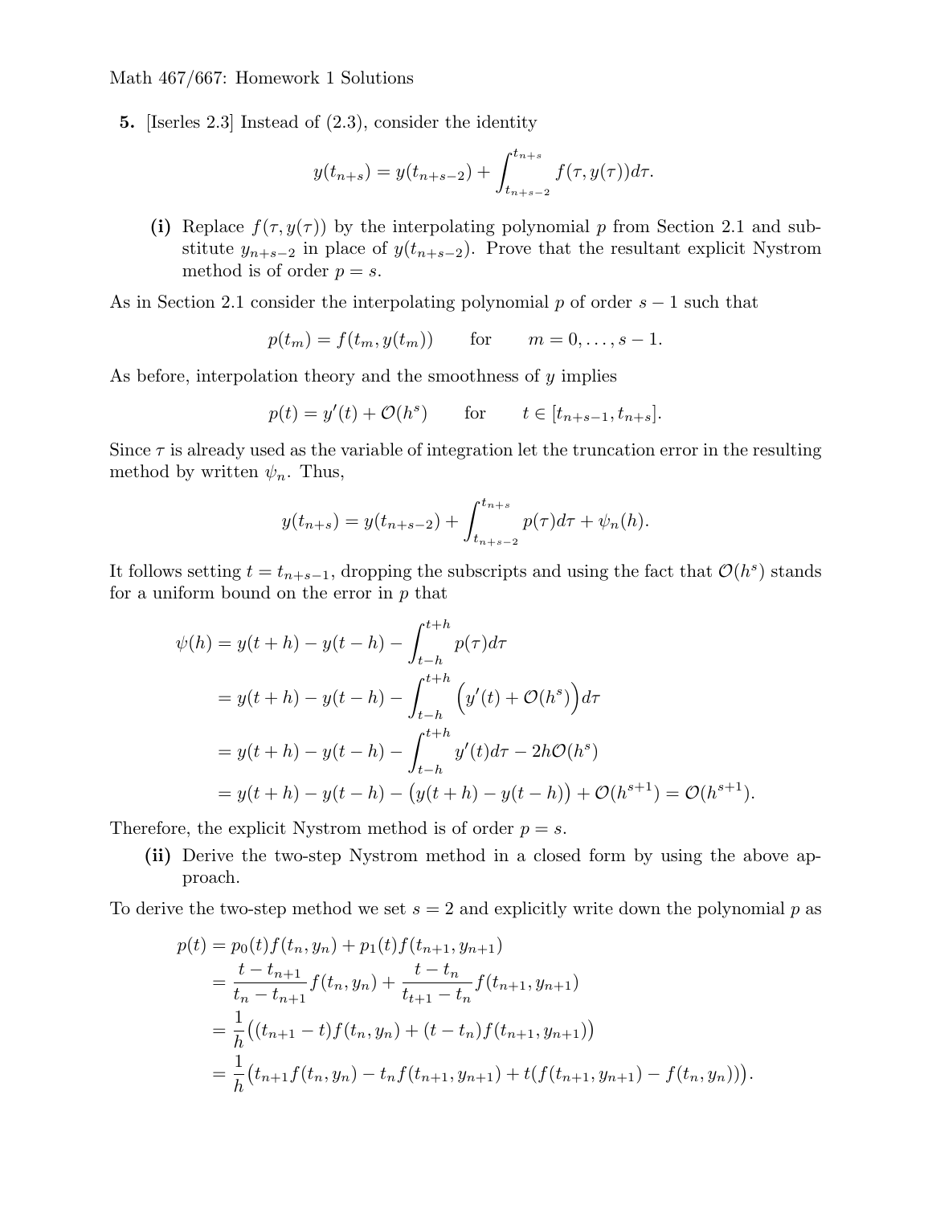Math 467/667: Homework 1 Solutions

**5.** [Iserles 2.3] Instead of (2.3), consider the identity

$$y(t_{n+s}) = y(t_{n+s-2}) + \int_{t_{n+s-2}}^{t_{n+s}} f(\tau, y(\tau))d\tau.$$

**(i)** Replace $f(\tau, y(\tau))$ by the interpolating polynomial $p$ from Section 2.1 and substitute $y_{n+s-2}$ in place of $y(t_{n+s-2})$. Prove that the resultant explicit Nystrom method is of order $p = s$.

As in Section 2.1 consider the interpolating polynomial $p$ of order $s-1$ such that

$$p(t_m) = f(t_m, y(t_m)) \qquad \text{for} \qquad m = 0, \ldots, s-1.$$

As before, interpolation theory and the smoothness of $y$ implies

$$p(t) = y'(t) + \mathcal{O}(h^s) \qquad \text{for} \qquad t \in [t_{n+s-1}, t_{n+s}].$$

Since $\tau$ is already used as the variable of integration let the truncation error in the resulting method by written $\psi_n$. Thus,

$$y(t_{n+s}) = y(t_{n+s-2}) + \int_{t_{n+s-2}}^{t_{n+s}} p(\tau)d\tau + \psi_n(h).$$

It follows setting $t = t_{n+s-1}$, dropping the subscripts and using the fact that $\mathcal{O}(h^s)$ stands for a uniform bound on the error in $p$ that

$$\begin{aligned}
\psi(h) &= y(t+h) - y(t-h) - \int_{t-h}^{t+h} p(\tau)d\tau \\
&= y(t+h) - y(t-h) - \int_{t-h}^{t+h} \Big(y'(t) + \mathcal{O}(h^s)\Big)d\tau \\
&= y(t+h) - y(t-h) - \int_{t-h}^{t+h} y'(t)d\tau - 2h\mathcal{O}(h^s) \\
&= y(t+h) - y(t-h) - \big(y(t+h) - y(t-h)\big) + \mathcal{O}(h^{s+1}) = \mathcal{O}(h^{s+1}).
\end{aligned}$$

Therefore, the explicit Nystrom method is of order $p = s$.

**(ii)** Derive the two-step Nystrom method in a closed form by using the above approach.

To derive the two-step method we set $s = 2$ and explicitly write down the polynomial $p$ as

$$\begin{aligned}
p(t) &= p_0(t)f(t_n, y_n) + p_1(t)f(t_{n+1}, y_{n+1}) \\
&= \frac{t - t_{n+1}}{t_n - t_{n+1}} f(t_n, y_n) + \frac{t - t_n}{t_{t+1} - t_n} f(t_{n+1}, y_{n+1}) \\
&= \frac{1}{h}\big((t_{n+1} - t)f(t_n, y_n) + (t - t_n)f(t_{n+1}, y_{n+1})\big) \\
&= \frac{1}{h}\big(t_{n+1}f(t_n, y_n) - t_n f(t_{n+1}, y_{n+1}) + t(f(t_{n+1}, y_{n+1}) - f(t_n, y_n))\big).
\end{aligned}$$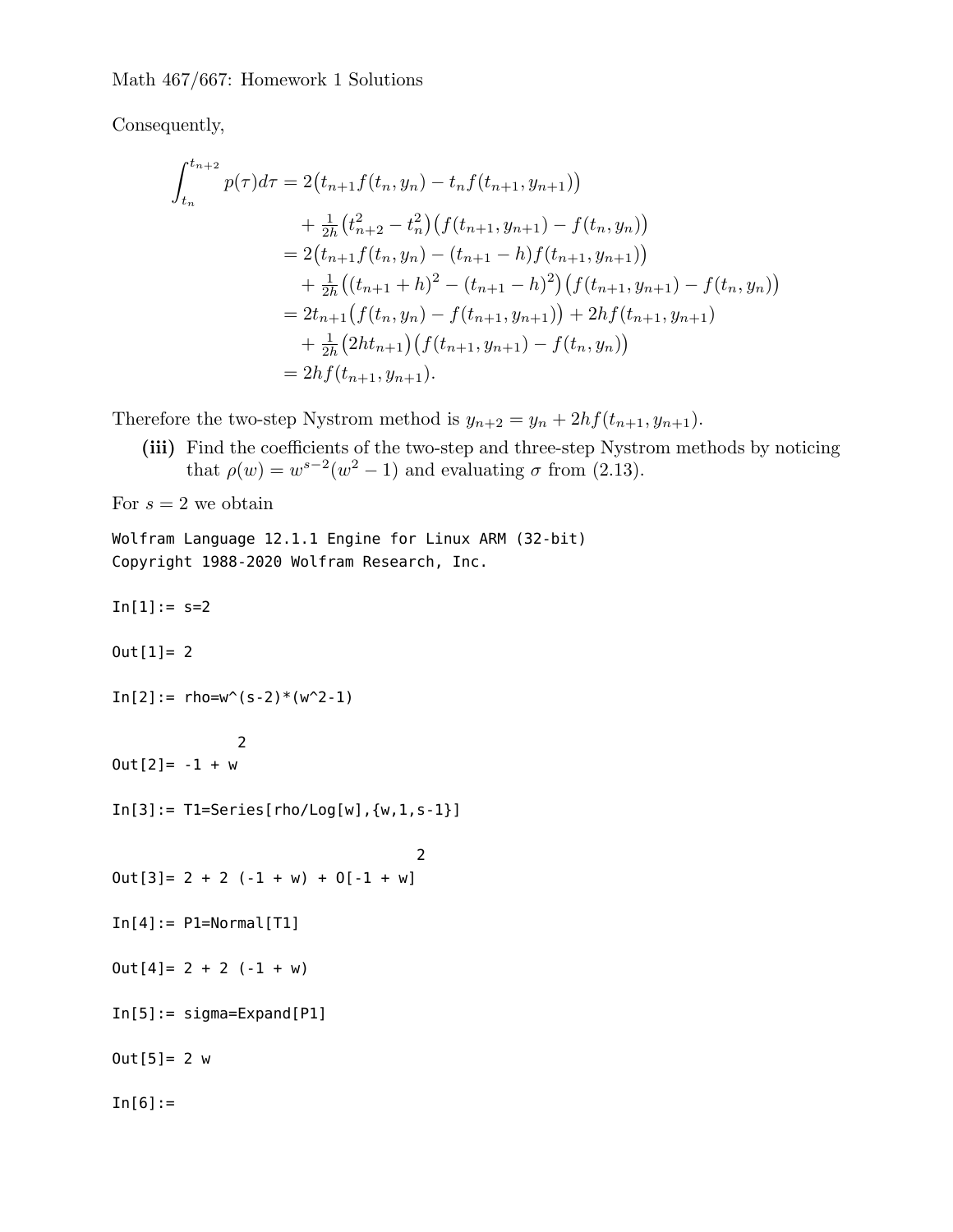Consequently,

$$
\begin{aligned}
\int_{t_n}^{t_{n+2}} p(\tau)d\tau &= 2\big(t_{n+1}f(t_n,y_n) - t_n f(t_{n+1},y_{n+1})\big) \\
&\quad + \tfrac{1}{2h}\big(t_{n+2}^2 - t_n^2\big)\big(f(t_{n+1},y_{n+1}) - f(t_n,y_n)\big) \\
&= 2\big(t_{n+1}f(t_n,y_n) - (t_{n+1}-h)f(t_{n+1},y_{n+1})\big) \\
&\quad + \tfrac{1}{2h}\big((t_{n+1}+h)^2 - (t_{n+1}-h)^2\big)\big(f(t_{n+1},y_{n+1}) - f(t_n,y_n)\big) \\
&= 2t_{n+1}\big(f(t_n,y_n) - f(t_{n+1},y_{n+1})\big) + 2hf(t_{n+1},y_{n+1}) \\
&\quad + \tfrac{1}{2h}\big(2ht_{n+1}\big)\big(f(t_{n+1},y_{n+1}) - f(t_n,y_n)\big) \\
&= 2hf(t_{n+1},y_{n+1}).
\end{aligned}
$$

Therefore the two-step Nystrom method is $y_{n+2} = y_n + 2hf(t_{n+1},y_{n+1})$.

**(iii)** Find the coefficients of the two-step and three-step Nystrom methods by noticing that $\rho(w) = w^{s-2}(w^2-1)$ and evaluating $\sigma$ from (2.13).

For $s = 2$ we obtain

```
Wolfram Language 12.1.1 Engine for Linux ARM (32-bit)
Copyright 1988-2020 Wolfram Research, Inc.

In[1]:= s=2

Out[1]= 2

In[2]:= rho=w^(s-2)*(w^2-1)

              2
Out[2]= -1 + w

In[3]:= T1=Series[rho/Log[w],{w,1,s-1}]

                                        2
Out[3]= 2 + 2 (-1 + w) + O[-1 + w]

In[4]:= P1=Normal[T1]

Out[4]= 2 + 2 (-1 + w)

In[5]:= sigma=Expand[P1]

Out[5]= 2 w

In[6]:=
```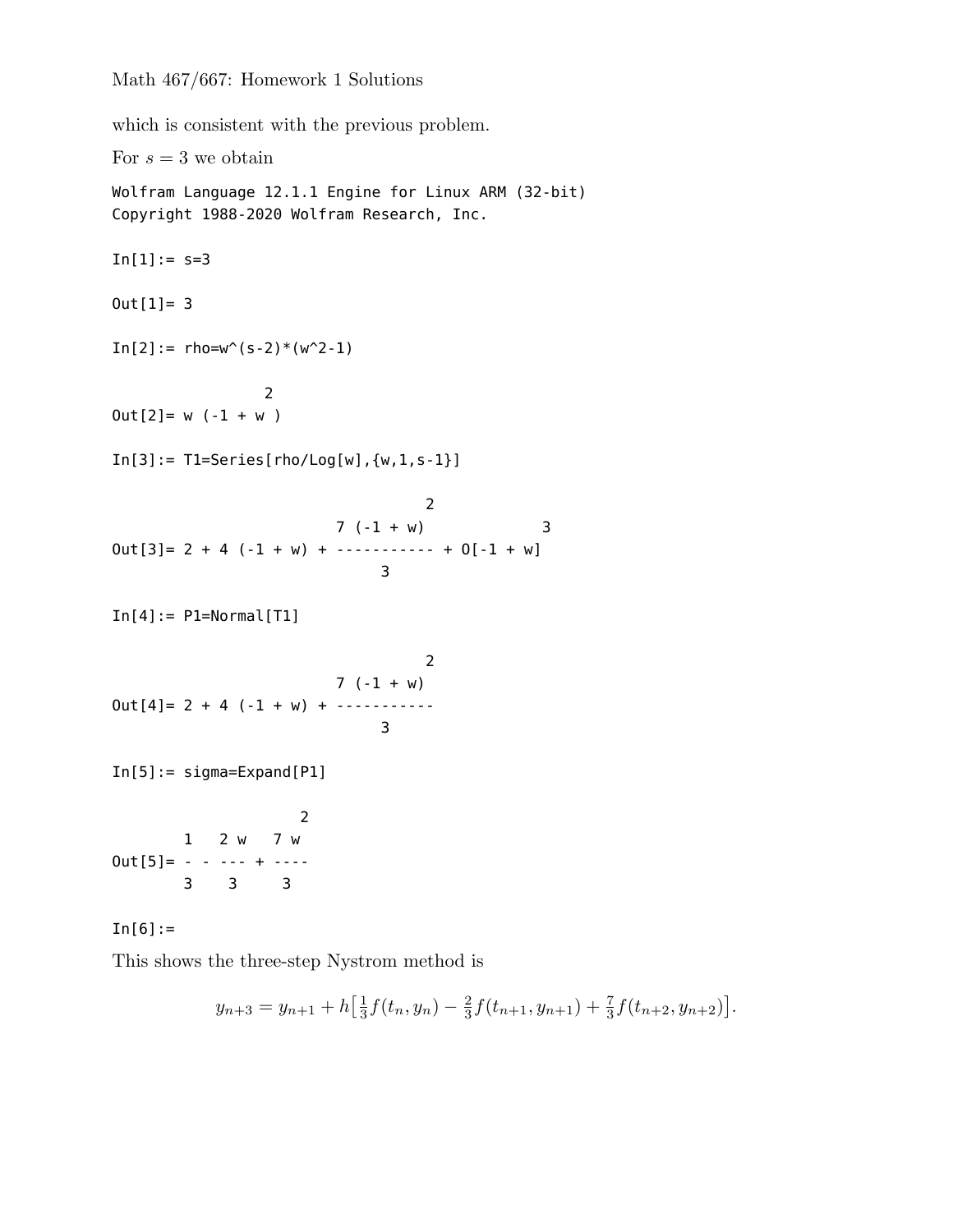which is consistent with the previous problem.

For $s = 3$ we obtain

```
Wolfram Language 12.1.1 Engine for Linux ARM (32-bit)
Copyright 1988-2020 Wolfram Research, Inc.

In[1]:= s=3

Out[1]= 3

In[2]:= rho=w^(s-2)*(w^2-1)

                2
Out[2]= w (-1 + w )

In[3]:= T1=Series[rho/Log[w],{w,1,s-1}]

                                     2
                          7 (-1 + w)             3
Out[3]= 2 + 4 (-1 + w) + ----------- + O[-1 + w]
                               3

In[4]:= P1=Normal[T1]

                                     2
                          7 (-1 + w)
Out[4]= 2 + 4 (-1 + w) + -----------
                               3

In[5]:= sigma=Expand[P1]

                      2
        1   2 w   7 w
Out[5]= - - --- + ----
        3    3     3

In[6]:=
```

This shows the three-step Nystrom method is

$$y_{n+3} = y_{n+1} + h\left[\tfrac{1}{3}f(t_n, y_n) - \tfrac{2}{3}f(t_{n+1}, y_{n+1}) + \tfrac{7}{3}f(t_{n+2}, y_{n+2})\right].$$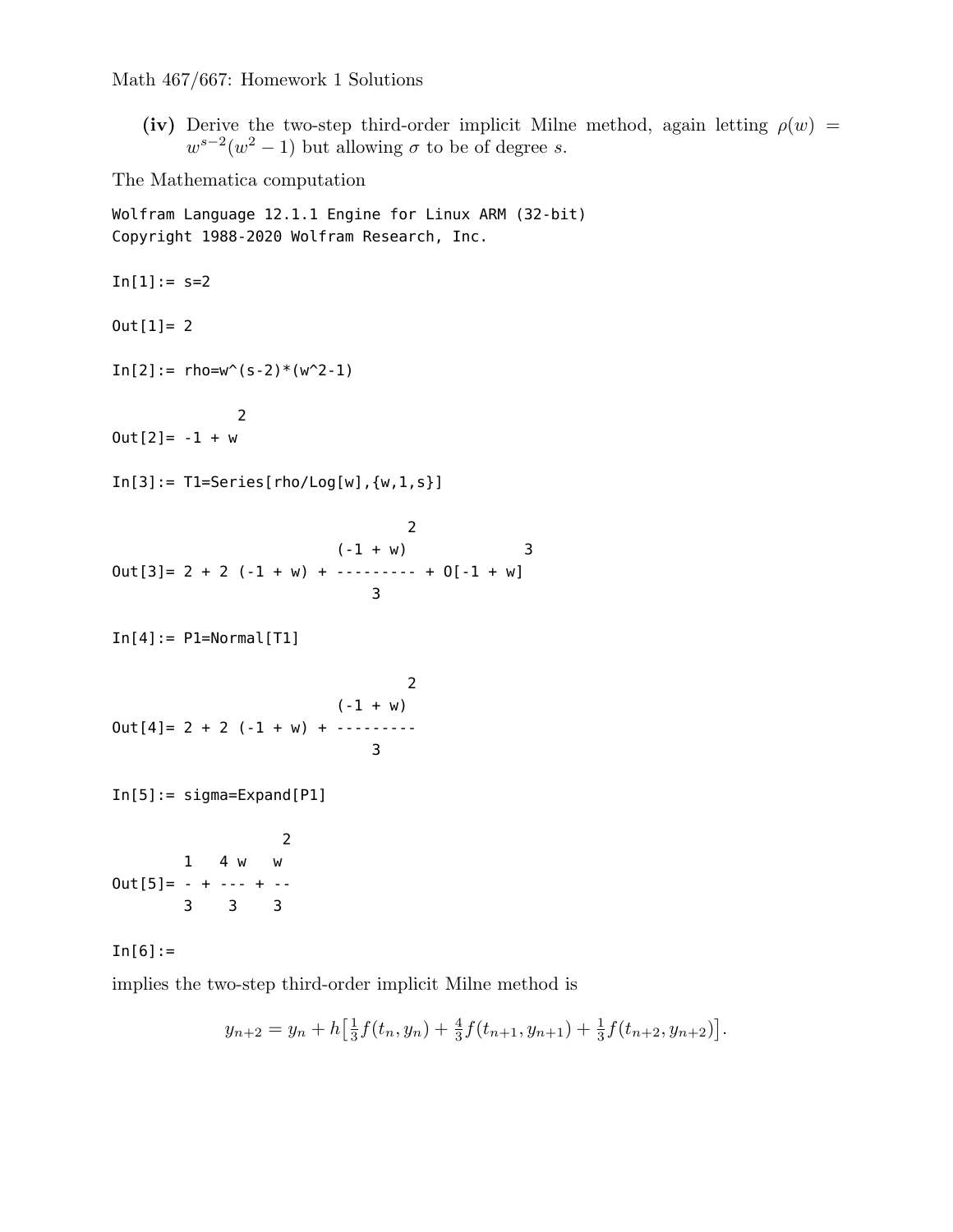Math 467/667: Homework 1 Solutions

**(iv)** Derive the two-step third-order implicit Milne method, again letting $\rho(w) = w^{s-2}(w^2-1)$ but allowing $\sigma$ to be of degree $s$.

The Mathematica computation

```
Wolfram Language 12.1.1 Engine for Linux ARM (32-bit)
Copyright 1988-2020 Wolfram Research, Inc.

In[1]:= s=2

Out[1]= 2

In[2]:= rho=w^(s-2)*(w^2-1)

               2
Out[2]= -1 + w

In[3]:= T1=Series[rho/Log[w],{w,1,s}]

                                   2
                          (-1 + w)              3
Out[3]= 2 + 2 (-1 + w) + --------- + O[-1 + w]
                              3

In[4]:= P1=Normal[T1]

                                   2
                          (-1 + w)
Out[4]= 2 + 2 (-1 + w) + ---------
                              3

In[5]:= sigma=Expand[P1]

                   2
        1   4 w   w
Out[5]= - + --- + --
        3    3    3

In[6]:=
```

implies the two-step third-order implicit Milne method is

$$y_{n+2} = y_n + h\big[\tfrac{1}{3}f(t_n, y_n) + \tfrac{4}{3}f(t_{n+1}, y_{n+1}) + \tfrac{1}{3}f(t_{n+2}, y_{n+2})\big].$$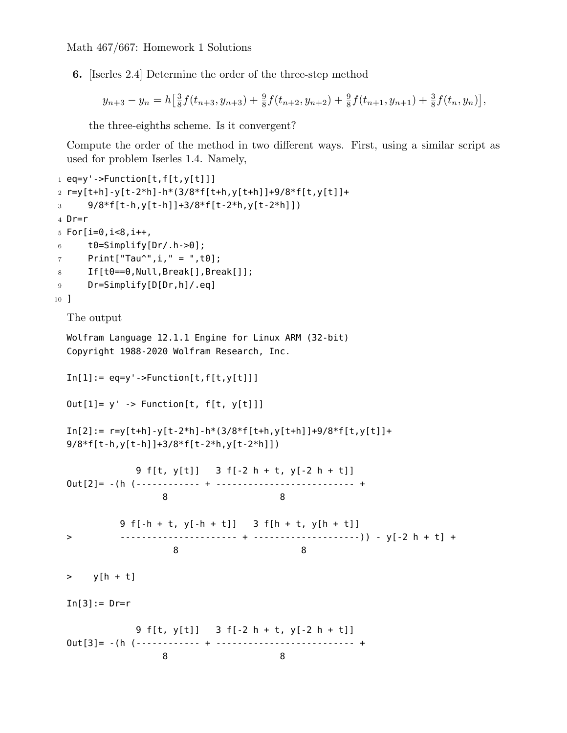Math 467/667: Homework 1 Solutions

**6.** [Iserles 2.4] Determine the order of the three-step method

$$y_{n+3} - y_n = h\big[\tfrac{3}{8}f(t_{n+3}, y_{n+3}) + \tfrac{9}{8}f(t_{n+2}, y_{n+2}) + \tfrac{9}{8}f(t_{n+1}, y_{n+1}) + \tfrac{3}{8}f(t_n, y_n)\big],$$

the three-eighths scheme. Is it convergent?

Compute the order of the method in two different ways. First, using a similar script as used for problem Iserles 1.4. Namely,

```
eq=y'->Function[t,f[t,y[t]]]
r=y[t+h]-y[t-2*h]-h*(3/8*f[t+h,y[t+h]]+9/8*f[t,y[t]]+
    9/8*f[t-h,y[t-h]]+3/8*f[t-2*h,y[t-2*h]])
Dr=r
For[i=0,i<8,i++,
    t0=Simplify[Dr/.h->0];
    Print["Tau^",i," = ",t0];
    If[t0==0,Null,Break[],Break[]];
    Dr=Simplify[D[Dr,h]/.eq]
]
```

The output

```
Wolfram Language 12.1.1 Engine for Linux ARM (32-bit)
Copyright 1988-2020 Wolfram Research, Inc.

In[1]:= eq=y'->Function[t,f[t,y[t]]]

Out[1]= y' -> Function[t, f[t, y[t]]]

In[2]:= r=y[t+h]-y[t-2*h]-h*(3/8*f[t+h,y[t+h]]+9/8*f[t,y[t]]+
9/8*f[t-h,y[t-h]]+3/8*f[t-2*h,y[t-2*h]])

              9 f[t, y[t]]   3 f[-2 h + t, y[-2 h + t]]
Out[2]= -(h (------------ + -------------------------- +
                  8                      8

           9 f[-h + t, y[-h + t]]   3 f[h + t, y[h + t]]
>          ---------------------- + --------------------)) - y[-2 h + t] +
                     8                        8

>    y[h + t]

In[3]:= Dr=r

              9 f[t, y[t]]   3 f[-2 h + t, y[-2 h + t]]
Out[3]= -(h (------------ + -------------------------- +
                  8                      8
```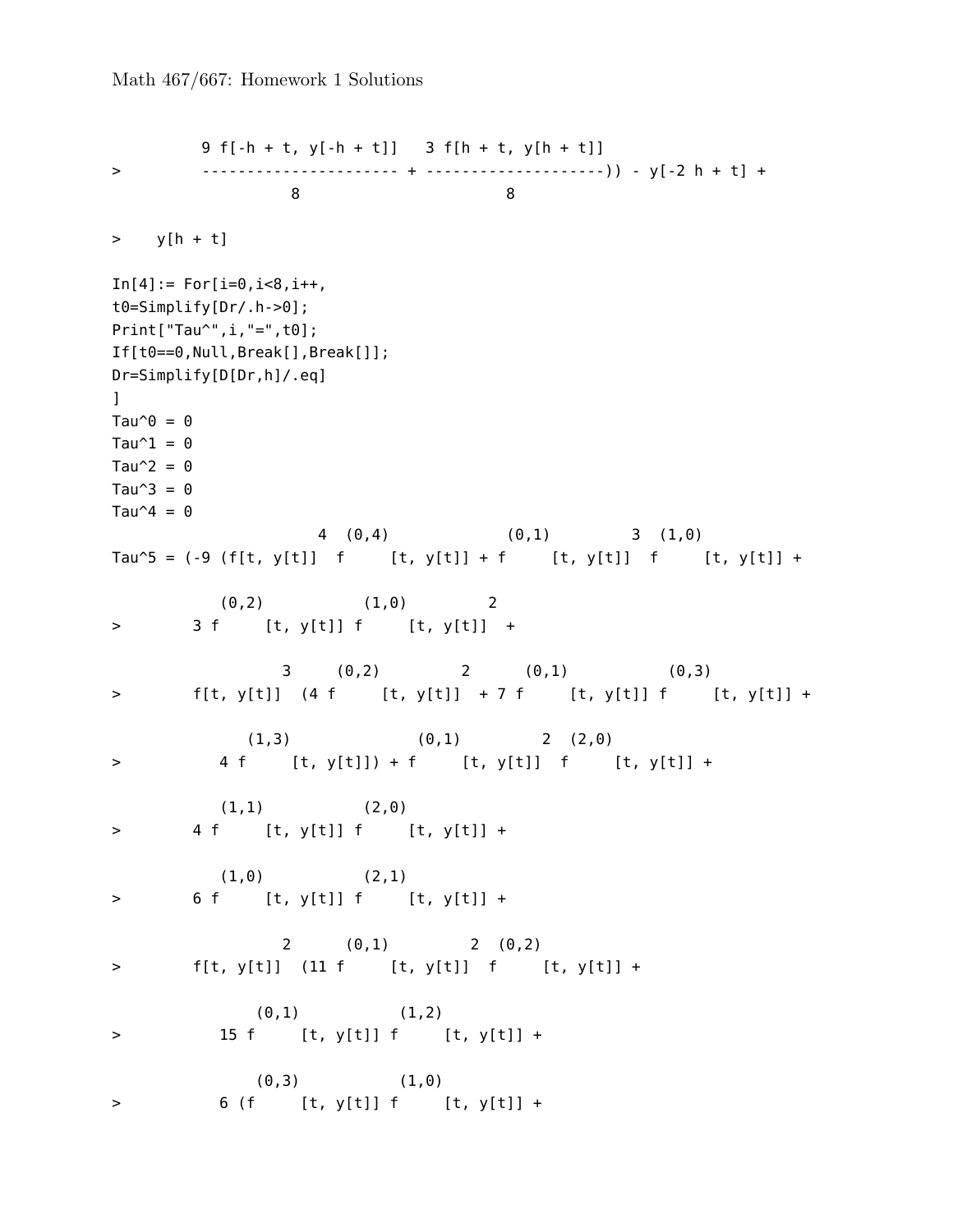```
          9 f[-h + t, y[-h + t]]   3 f[h + t, y[h + t]]
>         ---------------------- + --------------------)) - y[-2 h + t] +
                    8                        8

>    y[h + t]

In[4]:= For[i=0,i<8,i++,
t0=Simplify[Dr/.h->0];
Print["Tau^",i,"=",t0];
If[t0==0,Null,Break[],Break[]];
Dr=Simplify[D[Dr,h]/.eq]
]
Tau^0 = 0
Tau^1 = 0
Tau^2 = 0
Tau^3 = 0
Tau^4 = 0
                         4  (0,4)             (0,1)         3  (1,0)
Tau^5 = (-9 (f[t, y[t]]  f     [t, y[t]] + f     [t, y[t]]  f     [t, y[t]] +

           (0,2)           (1,0)         2
>       3 f     [t, y[t]] f     [t, y[t]]  +

                 3     (0,2)         2      (0,1)           (0,3)
>       f[t, y[t]]  (4 f     [t, y[t]]  + 7 f     [t, y[t]] f     [t, y[t]] +

              (1,3)              (0,1)         2  (2,0)
>          4 f     [t, y[t]]) + f     [t, y[t]]  f     [t, y[t]] +

           (1,1)           (2,0)
>       4 f     [t, y[t]] f     [t, y[t]] +

           (1,0)           (2,1)
>       6 f     [t, y[t]] f     [t, y[t]] +

                 2      (0,1)         2  (0,2)
>       f[t, y[t]]  (11 f     [t, y[t]]  f     [t, y[t]] +

               (0,1)           (1,2)
>          15 f     [t, y[t]] f     [t, y[t]] +

               (0,3)           (1,0)
>          6 (f     [t, y[t]] f     [t, y[t]] +
```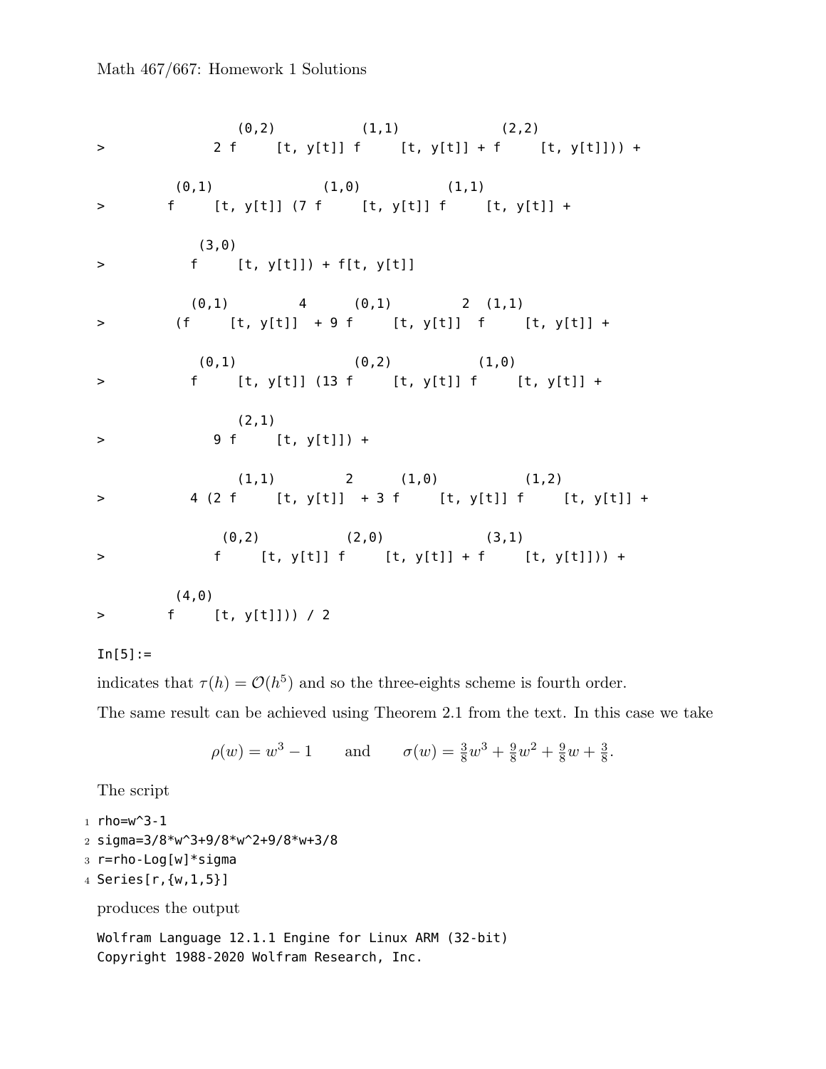```
                    (0,2)              (1,1)                 (2,2)
>                2 f      [t, y[t]] f      [t, y[t]] + f      [t, y[t]])) +

           (0,1)              (1,0)              (1,1)
>         f      [t, y[t]] (7 f      [t, y[t]] f      [t, y[t]] +

              (3,0)
>            f      [t, y[t]]) + f[t, y[t]]

             (0,1)        4      (0,1)         2  (1,1)
>          (f      [t, y[t]]  + 9 f      [t, y[t]]  f      [t, y[t]] +

              (0,1)               (0,2)             (1,0)
>            f      [t, y[t]] (13 f      [t, y[t]] f      [t, y[t]] +

                   (2,1)
>               9 f      [t, y[t]]) +

                   (1,1)          2      (1,0)            (1,2)
>            4 (2 f      [t, y[t]]  + 3 f      [t, y[t]] f      [t, y[t]] +

                 (0,2)            (2,0)              (3,1)
>               f      [t, y[t]] f      [t, y[t]] + f      [t, y[t]])) +

           (4,0)
>         f      [t, y[t]])) / 2

In[5]:=
```

indicates that $\tau(h) = \mathcal{O}(h^5)$ and so the three-eights scheme is fourth order.

The same result can be achieved using Theorem 2.1 from the text. In this case we take

$$\rho(w) = w^3 - 1 \qquad \text{and} \qquad \sigma(w) = \tfrac{3}{8}w^3 + \tfrac{9}{8}w^2 + \tfrac{9}{8}w + \tfrac{3}{8}.$$

The script

```
rho=w^3-1
sigma=3/8*w^3+9/8*w^2+9/8*w+3/8
r=rho-Log[w]*sigma
Series[r,{w,1,5}]
```

produces the output

```
Wolfram Language 12.1.1 Engine for Linux ARM (32-bit)
Copyright 1988-2020 Wolfram Research, Inc.
```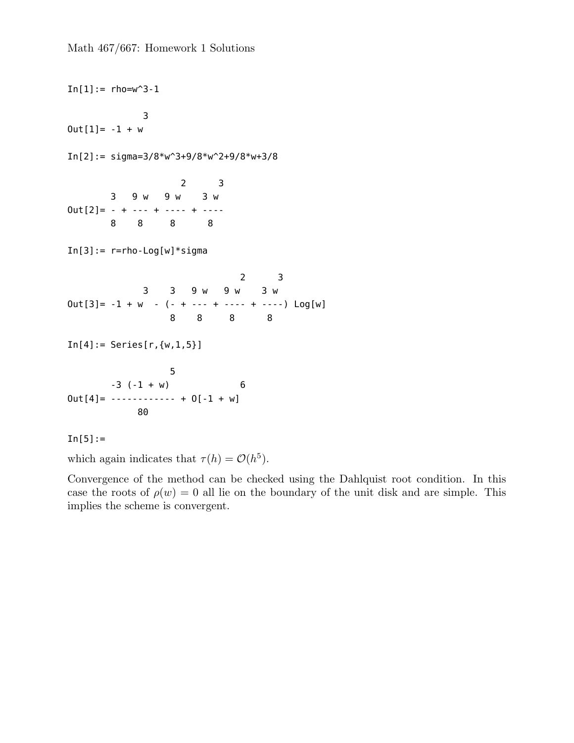Math 467/667: Homework 1 Solutions

```
In[1]:= rho=w^3-1

               3
Out[1]= -1 + w

In[2]:= sigma=3/8*w^3+9/8*w^2+9/8*w+3/8

                        2      3
        3   9 w   9 w    3 w
Out[2]= - + --- + ---- + ----
        8    8     8      8

In[3]:= r=rho-Log[w]*sigma

                                   2      3
               3    3   9 w   9 w    3 w
Out[3]= -1 + w  - (- + --- + ---- + ----) Log[w]
                    8    8     8      8

In[4]:= Series[r,{w,1,5}]

                     5
        -3 (-1 + w)              6
Out[4]= ------------ + O[-1 + w]
              80

In[5]:=
```

which again indicates that $\tau(h) = \mathcal{O}(h^5)$.

Convergence of the method can be checked using the Dahlquist root condition. In this case the roots of $\rho(w) = 0$ all lie on the boundary of the unit disk and are simple. This implies the scheme is convergent.